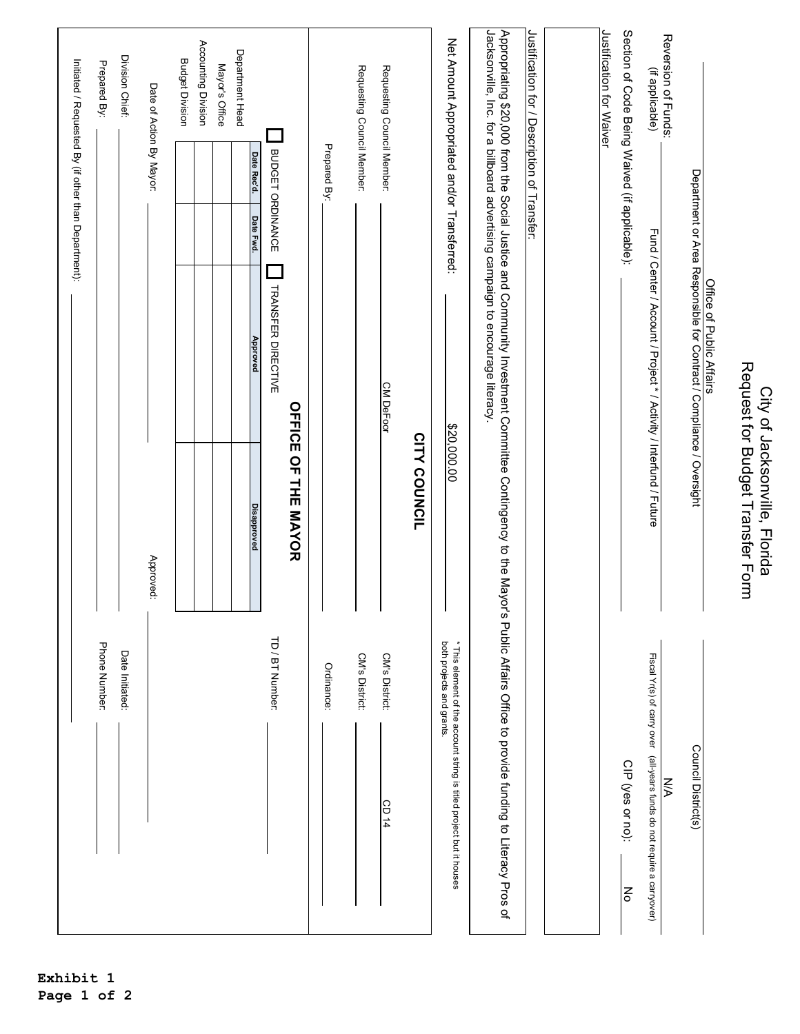# City of Jacksonville, Florida
# Request for Budget Transfer Form

| | |
|---|---|
| Office of Public Affairs | |
| Department or Area Responsible for Contract / Compliance / Oversight | Council District(s) |

Reversion of Funds: (if applicable)

Fund / Center / Account / Project * / Activity / Interfund / Future

Fiscal Yr(s) of carry over (all-years funds do not require a carryover): N/A

Section of Code Being Waived (if applicable):

CIP (yes or no): No

Justification for Waiver

Justification for / Description of Transfer:

Appropriating $20,000 from the Social Justice and Community Investment Committee Contingency to the Mayor's Public Affairs Office to provide funding to Literacy Pros of Jacksonville, Inc. for a billboard advertising campaign to encourage literacy.

Net Amount Appropriated and/or Transferred: $20,000.00

\* This element of the account string is titled project but it houses both projects and grants.

## CITY COUNCIL

Requesting Council Member: CM DeFoor — CM's District: CD 14

Requesting Council Member: — CM's District:

Prepared By: — Ordinance:

## OFFICE OF THE MAYOR

☐ BUDGET ORDINANCE ☐ TRANSFER DIRECTIVE — TD / BT Number:

| | Date Rec'd. | Date Fwd. | Approved | Disapproved |
|---|---|---|---|---|
| Department Head | | | | |
| Mayor's Office | | | | |
| Accounting Division | | | | |
| Budget Division | | | | |

Date of Action By Mayor: — Approved:

Division Chief: — Date Initiated:

Prepared By: — Phone Number:

Initiated / Requested By (if other than Department):

**Exhibit 1**
**Page 1 of 2**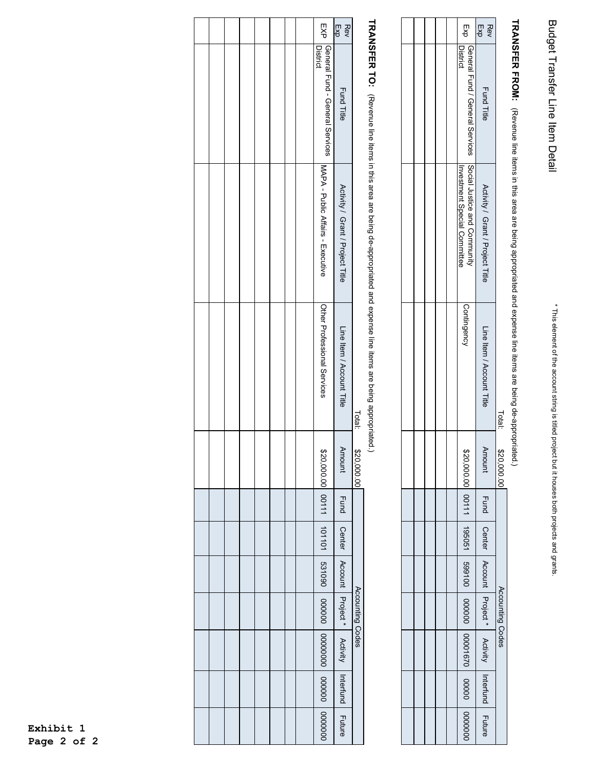# Budget Transfer Line Item Detail

* This element of the account string is titled project but it houses both projects and grants.

**TRANSFER FROM:** (Revenue line items in this area are being appropriated and expense line items are being de-appropriated.)

| | | | | Accounting Codes | | | | | | |
|---|---|---|---|---|---|---|---|---|---|---|
| Rev Exp | Fund Title | Activity / Grant / Project Title | Line Item / Account Title | Amount | Fund | Center | Account | Project * | Activity | Interfund | Future |
| Exp | General Fund / General Services District | Social Justice and Community Investment Special Committee | Contingency | $20,000.00 | 00111 | 195051 | 599100 | 000000 | 0001670 | 00000 | 000000 |
| | | | | | | | | | | | |
| | | | | | | | | | | | |
| | | | | | | | | | | | |
| | | | | | | | | | | | |
| | | | | | | | | | | | |
| | | | | | | | | | | | |
| | | | Total: | $20,000.00 | | | | | | | |

**TRANSFER TO:** (Revenue line items in this area are being de-appropriated and expense line items are being appropriated.)

| | | | | | Accounting Codes | | | | | | |
|---|---|---|---|---|---|---|---|---|---|---|---|
| Rev Exp | Fund Title | Activity / Grant / Project Title | Line Item / Account Title | Amount | Fund | Center | Account | Project * | Activity | Interfund | Future |
| EXP | General Fund - General Services District | MAPA - Public Affairs - Executive | Other Professional Services | $20,000.00 | 00111 | 101101 | 531090 | 000000 | 0000000 | 00000 | 000000 |
| | | | | | | | | | | | |
| | | | | | | | | | | | |
| | | | | | | | | | | | |
| | | | | | | | | | | | |
| | | | | | | | | | | | |
| | | | | | | | | | | | |
| | | | | | | | | | | | |
| | | | | | | | | | | | |
| | | | | | | | | | | | |
| | | | Total: | $20,000.00 | | | | | | | |

**Exhibit 1**